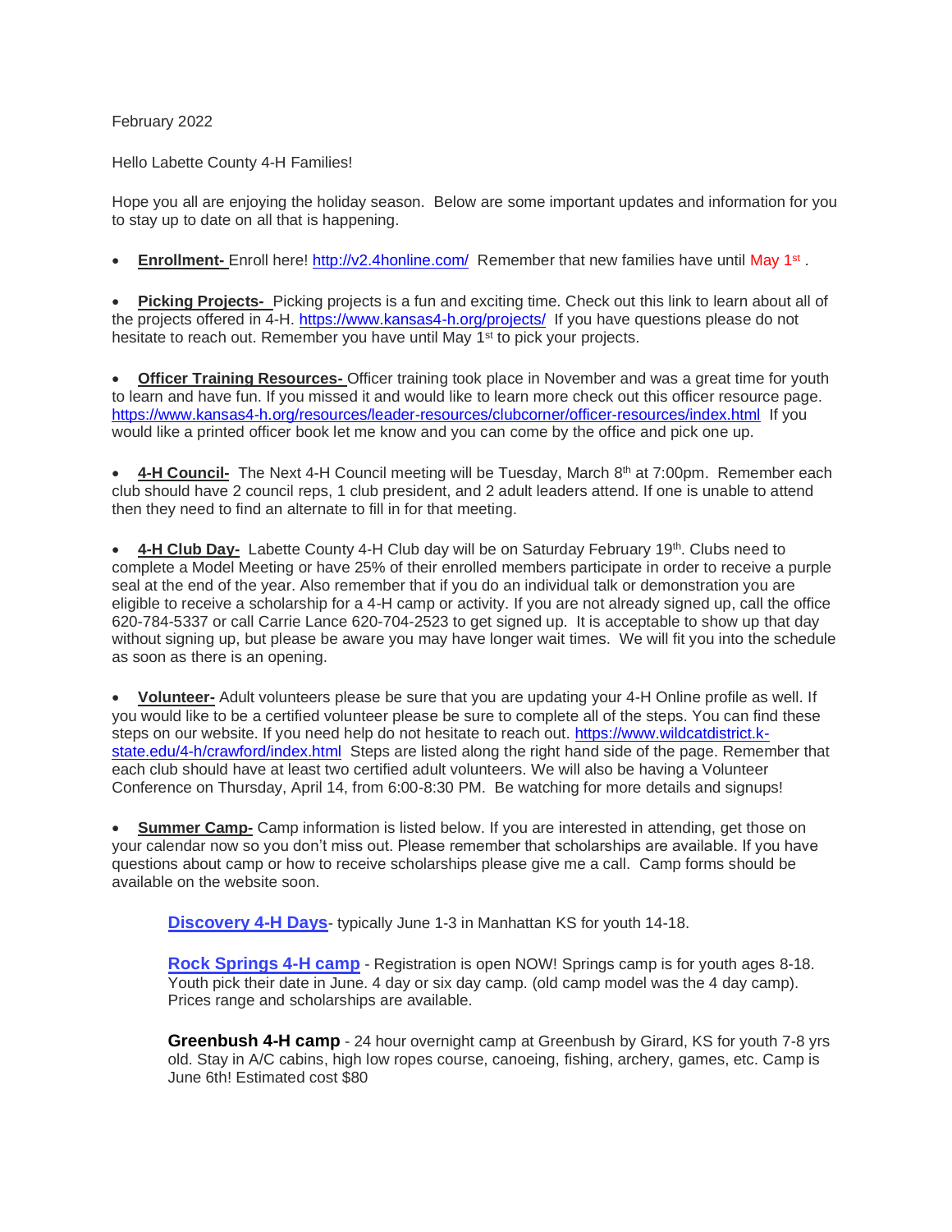February 2022

Hello Labette County 4-H Families!

Hope you all are enjoying the holiday season. Below are some important updates and information for you to stay up to date on all that is happening.

- **Enrollment-** Enroll here! http://v2.4honline.com/ Remember that new families have until May 1st .

- **Picking Projects-** Picking projects is a fun and exciting time. Check out this link to learn about all of the projects offered in 4-H. https://www.kansas4-h.org/projects/ If you have questions please do not hesitate to reach out. Remember you have until May 1st to pick your projects.

- **Officer Training Resources-** Officer training took place in November and was a great time for youth to learn and have fun. If you missed it and would like to learn more check out this officer resource page. https://www.kansas4-h.org/resources/leader-resources/clubcorner/officer-resources/index.html If you would like a printed officer book let me know and you can come by the office and pick one up.

- **4-H Council-** The Next 4-H Council meeting will be Tuesday, March 8th at 7:00pm. Remember each club should have 2 council reps, 1 club president, and 2 adult leaders attend. If one is unable to attend then they need to find an alternate to fill in for that meeting.

- **4-H Club Day-** Labette County 4-H Club day will be on Saturday February 19th. Clubs need to complete a Model Meeting or have 25% of their enrolled members participate in order to receive a purple seal at the end of the year. Also remember that if you do an individual talk or demonstration you are eligible to receive a scholarship for a 4-H camp or activity. If you are not already signed up, call the office 620-784-5337 or call Carrie Lance 620-704-2523 to get signed up. It is acceptable to show up that day without signing up, but please be aware you may have longer wait times. We will fit you into the schedule as soon as there is an opening.

- **Volunteer-** Adult volunteers please be sure that you are updating your 4-H Online profile as well. If you would like to be a certified volunteer please be sure to complete all of the steps. You can find these steps on our website. If you need help do not hesitate to reach out. https://www.wildcatdistrict.k-state.edu/4-h/crawford/index.html Steps are listed along the right hand side of the page. Remember that each club should have at least two certified adult volunteers. We will also be having a Volunteer Conference on Thursday, April 14, from 6:00-8:30 PM. Be watching for more details and signups!

- **Summer Camp-** Camp information is listed below. If you are interested in attending, get those on your calendar now so you don't miss out. Please remember that scholarships are available. If you have questions about camp or how to receive scholarships please give me a call. Camp forms should be available on the website soon.

  **Discovery 4-H Days**- typically June 1-3 in Manhattan KS for youth 14-18.

  **Rock Springs 4-H camp** - Registration is open NOW! Springs camp is for youth ages 8-18. Youth pick their date in June. 4 day or six day camp. (old camp model was the 4 day camp). Prices range and scholarships are available.

  **Greenbush 4-H camp** - 24 hour overnight camp at Greenbush by Girard, KS for youth 7-8 yrs old. Stay in A/C cabins, high low ropes course, canoeing, fishing, archery, games, etc. Camp is June 6th! Estimated cost $80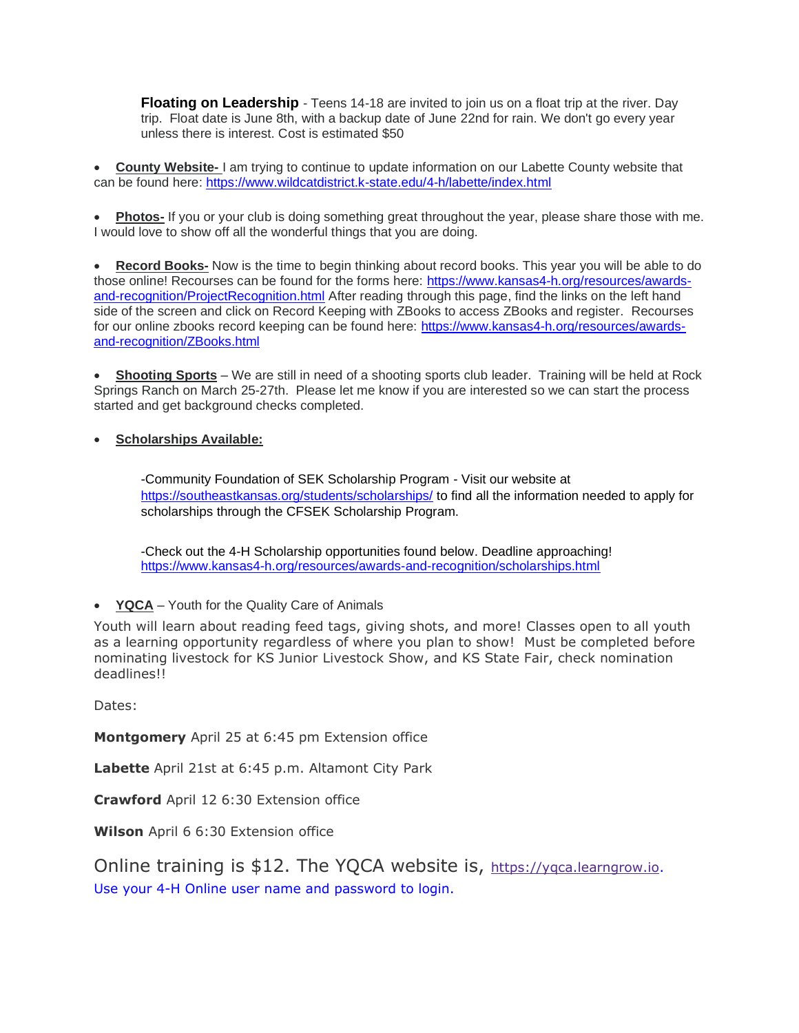**Floating on Leadership** - Teens 14-18 are invited to join us on a float trip at the river. Day trip. Float date is June 8th, with a backup date of June 22nd for rain. We don't go every year unless there is interest. Cost is estimated $50

- **County Website-** I am trying to continue to update information on our Labette County website that can be found here: https://www.wildcatdistrict.k-state.edu/4-h/labette/index.html

- **Photos-** If you or your club is doing something great throughout the year, please share those with me. I would love to show off all the wonderful things that you are doing.

- **Record Books-** Now is the time to begin thinking about record books. This year you will be able to do those online! Recourses can be found for the forms here: https://www.kansas4-h.org/resources/awards-and-recognition/ProjectRecognition.html After reading through this page, find the links on the left hand side of the screen and click on Record Keeping with ZBooks to access ZBooks and register. Recourses for our online zbooks record keeping can be found here: https://www.kansas4-h.org/resources/awards-and-recognition/ZBooks.html

- **Shooting Sports** – We are still in need of a shooting sports club leader. Training will be held at Rock Springs Ranch on March 25-27th. Please let me know if you are interested so we can start the process started and get background checks completed.

- **Scholarships Available:**

  -Community Foundation of SEK Scholarship Program - Visit our website at https://southeastkansas.org/students/scholarships/ to find all the information needed to apply for scholarships through the CFSEK Scholarship Program.

  -Check out the 4-H Scholarship opportunities found below. Deadline approaching! https://www.kansas4-h.org/resources/awards-and-recognition/scholarships.html

- **YQCA** – Youth for the Quality Care of Animals

Youth will learn about reading feed tags, giving shots, and more! Classes open to all youth as a learning opportunity regardless of where you plan to show! Must be completed before nominating livestock for KS Junior Livestock Show, and KS State Fair, check nomination deadlines!!

Dates:

**Montgomery** April 25 at 6:45 pm Extension office

**Labette** April 21st at 6:45 p.m. Altamont City Park

**Crawford** April 12 6:30 Extension office

**Wilson** April 6 6:30 Extension office

Online training is $12. The YQCA website is, https://yqca.learngrow.io.
Use your 4-H Online user name and password to login.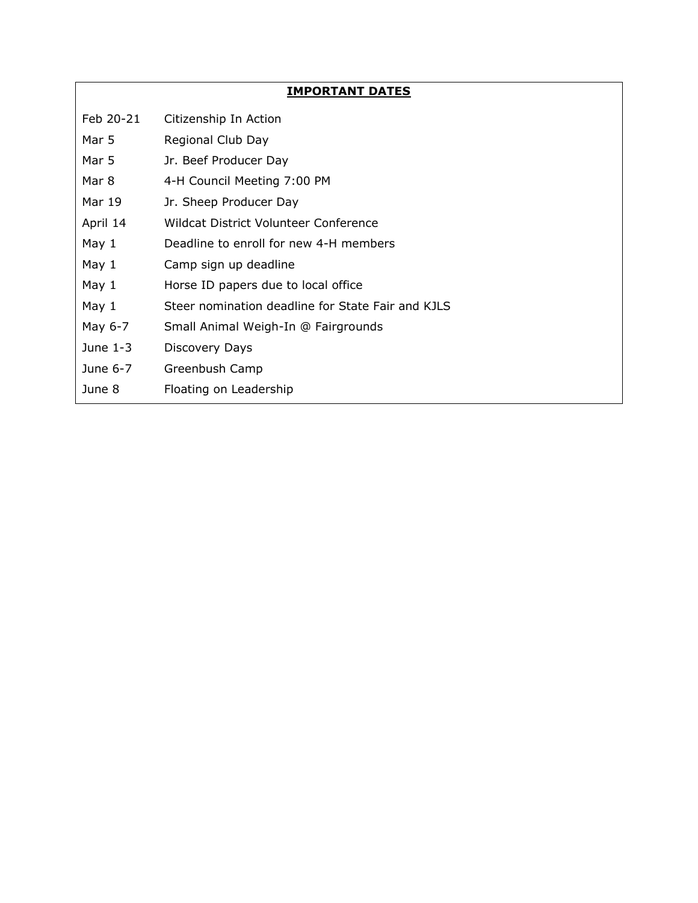**IMPORTANT DATES**

| | |
|---|---|
| Feb 20-21 | Citizenship In Action |
| Mar 5 | Regional Club Day |
| Mar 5 | Jr. Beef Producer Day |
| Mar 8 | 4-H Council Meeting 7:00 PM |
| Mar 19 | Jr. Sheep Producer Day |
| April 14 | Wildcat District Volunteer Conference |
| May 1 | Deadline to enroll for new 4-H members |
| May 1 | Camp sign up deadline |
| May 1 | Horse ID papers due to local office |
| May 1 | Steer nomination deadline for State Fair and KJLS |
| May 6-7 | Small Animal Weigh-In @ Fairgrounds |
| June 1-3 | Discovery Days |
| June 6-7 | Greenbush Camp |
| June 8 | Floating on Leadership |